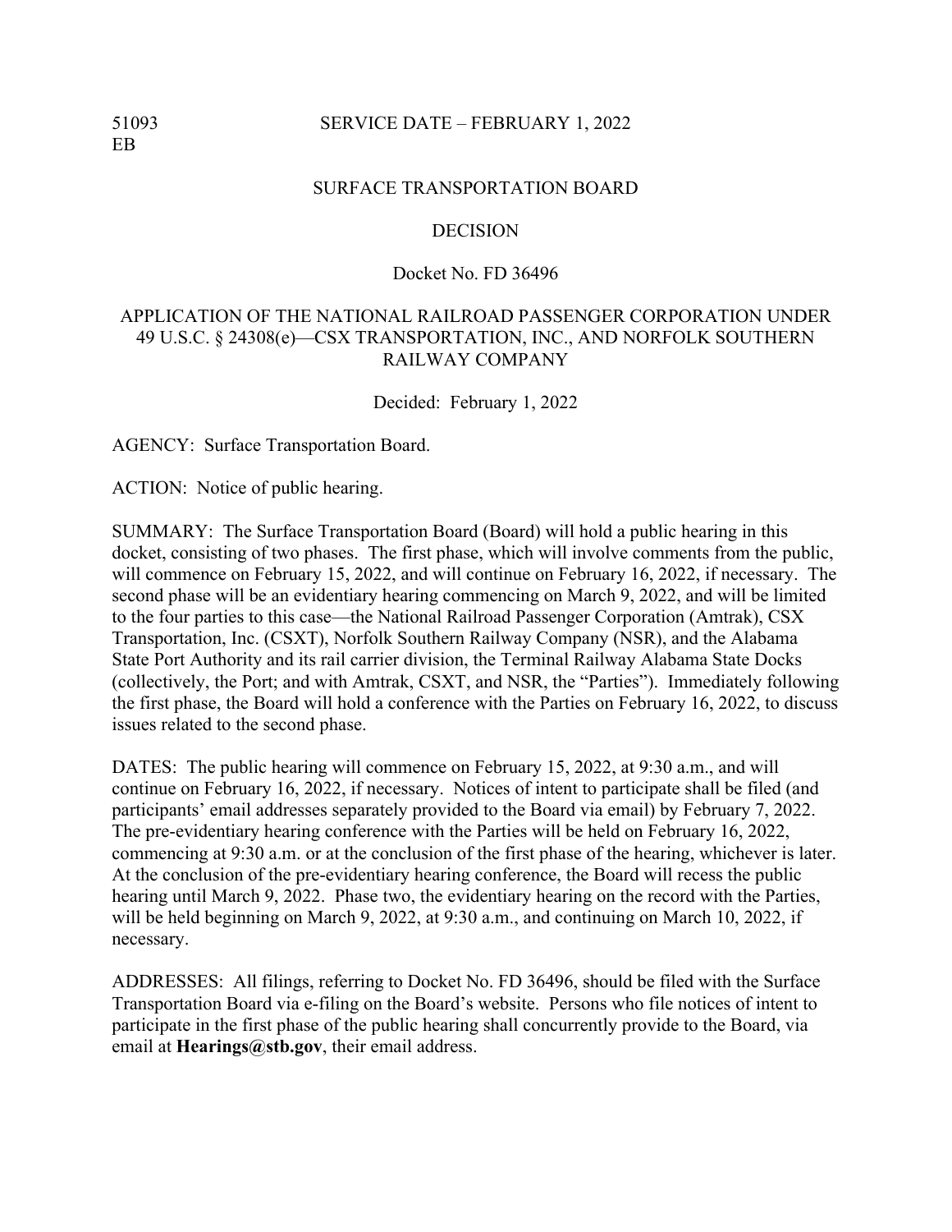51093
EB

SERVICE DATE – FEBRUARY 1, 2022

SURFACE TRANSPORTATION BOARD

DECISION

Docket No. FD 36496

APPLICATION OF THE NATIONAL RAILROAD PASSENGER CORPORATION UNDER 49 U.S.C. § 24308(e)—CSX TRANSPORTATION, INC., AND NORFOLK SOUTHERN RAILWAY COMPANY

Decided: February 1, 2022

AGENCY: Surface Transportation Board.

ACTION: Notice of public hearing.

SUMMARY: The Surface Transportation Board (Board) will hold a public hearing in this docket, consisting of two phases. The first phase, which will involve comments from the public, will commence on February 15, 2022, and will continue on February 16, 2022, if necessary. The second phase will be an evidentiary hearing commencing on March 9, 2022, and will be limited to the four parties to this case—the National Railroad Passenger Corporation (Amtrak), CSX Transportation, Inc. (CSXT), Norfolk Southern Railway Company (NSR), and the Alabama State Port Authority and its rail carrier division, the Terminal Railway Alabama State Docks (collectively, the Port; and with Amtrak, CSXT, and NSR, the "Parties"). Immediately following the first phase, the Board will hold a conference with the Parties on February 16, 2022, to discuss issues related to the second phase.

DATES: The public hearing will commence on February 15, 2022, at 9:30 a.m., and will continue on February 16, 2022, if necessary. Notices of intent to participate shall be filed (and participants' email addresses separately provided to the Board via email) by February 7, 2022. The pre-evidentiary hearing conference with the Parties will be held on February 16, 2022, commencing at 9:30 a.m. or at the conclusion of the first phase of the hearing, whichever is later. At the conclusion of the pre-evidentiary hearing conference, the Board will recess the public hearing until March 9, 2022. Phase two, the evidentiary hearing on the record with the Parties, will be held beginning on March 9, 2022, at 9:30 a.m., and continuing on March 10, 2022, if necessary.

ADDRESSES: All filings, referring to Docket No. FD 36496, should be filed with the Surface Transportation Board via e-filing on the Board's website. Persons who file notices of intent to participate in the first phase of the public hearing shall concurrently provide to the Board, via email at **Hearings@stb.gov**, their email address.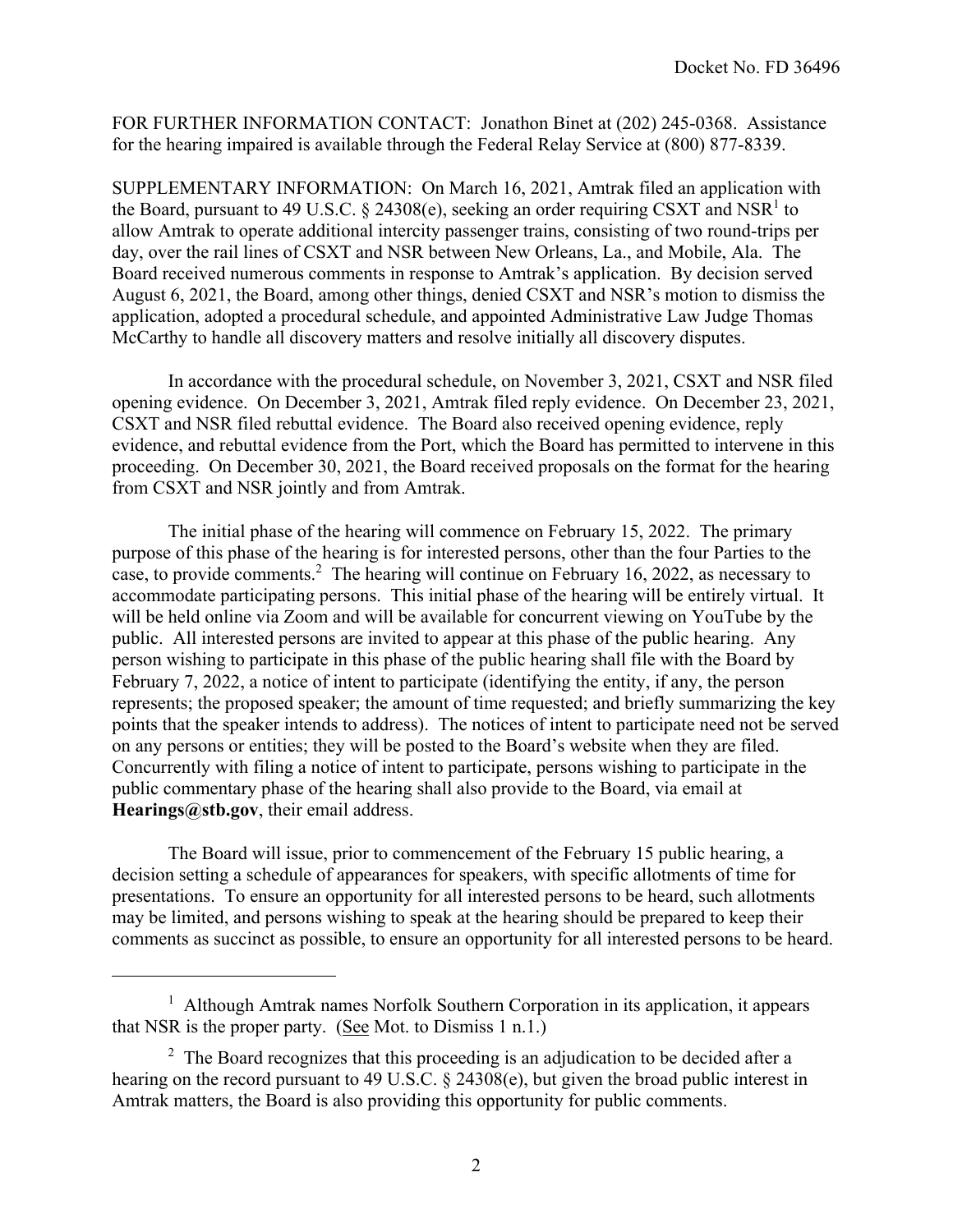FOR FURTHER INFORMATION CONTACT: Jonathon Binet at (202) 245-0368. Assistance for the hearing impaired is available through the Federal Relay Service at (800) 877-8339.

SUPPLEMENTARY INFORMATION: On March 16, 2021, Amtrak filed an application with the Board, pursuant to 49 U.S.C. § 24308(e), seeking an order requiring CSXT and NSR[1] to allow Amtrak to operate additional intercity passenger trains, consisting of two round-trips per day, over the rail lines of CSXT and NSR between New Orleans, La., and Mobile, Ala. The Board received numerous comments in response to Amtrak's application. By decision served August 6, 2021, the Board, among other things, denied CSXT and NSR's motion to dismiss the application, adopted a procedural schedule, and appointed Administrative Law Judge Thomas McCarthy to handle all discovery matters and resolve initially all discovery disputes.

In accordance with the procedural schedule, on November 3, 2021, CSXT and NSR filed opening evidence. On December 3, 2021, Amtrak filed reply evidence. On December 23, 2021, CSXT and NSR filed rebuttal evidence. The Board also received opening evidence, reply evidence, and rebuttal evidence from the Port, which the Board has permitted to intervene in this proceeding. On December 30, 2021, the Board received proposals on the format for the hearing from CSXT and NSR jointly and from Amtrak.

The initial phase of the hearing will commence on February 15, 2022. The primary purpose of this phase of the hearing is for interested persons, other than the four Parties to the case, to provide comments.[2] The hearing will continue on February 16, 2022, as necessary to accommodate participating persons. This initial phase of the hearing will be entirely virtual. It will be held online via Zoom and will be available for concurrent viewing on YouTube by the public. All interested persons are invited to appear at this phase of the public hearing. Any person wishing to participate in this phase of the public hearing shall file with the Board by February 7, 2022, a notice of intent to participate (identifying the entity, if any, the person represents; the proposed speaker; the amount of time requested; and briefly summarizing the key points that the speaker intends to address). The notices of intent to participate need not be served on any persons or entities; they will be posted to the Board's website when they are filed. Concurrently with filing a notice of intent to participate, persons wishing to participate in the public commentary phase of the hearing shall also provide to the Board, via email at **Hearings@stb.gov**, their email address.

The Board will issue, prior to commencement of the February 15 public hearing, a decision setting a schedule of appearances for speakers, with specific allotments of time for presentations. To ensure an opportunity for all interested persons to be heard, such allotments may be limited, and persons wishing to speak at the hearing should be prepared to keep their comments as succinct as possible, to ensure an opportunity for all interested persons to be heard.

---

[1] Although Amtrak names Norfolk Southern Corporation in its application, it appears that NSR is the proper party. (<u>See</u> Mot. to Dismiss 1 n.1.)

[2] The Board recognizes that this proceeding is an adjudication to be decided after a hearing on the record pursuant to 49 U.S.C. § 24308(e), but given the broad public interest in Amtrak matters, the Board is also providing this opportunity for public comments.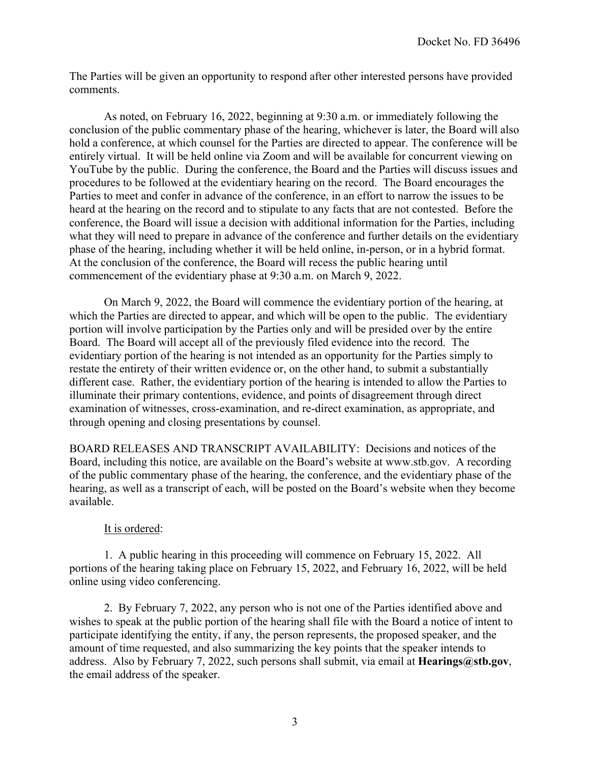The Parties will be given an opportunity to respond after other interested persons have provided comments.

As noted, on February 16, 2022, beginning at 9:30 a.m. or immediately following the conclusion of the public commentary phase of the hearing, whichever is later, the Board will also hold a conference, at which counsel for the Parties are directed to appear. The conference will be entirely virtual. It will be held online via Zoom and will be available for concurrent viewing on YouTube by the public. During the conference, the Board and the Parties will discuss issues and procedures to be followed at the evidentiary hearing on the record. The Board encourages the Parties to meet and confer in advance of the conference, in an effort to narrow the issues to be heard at the hearing on the record and to stipulate to any facts that are not contested. Before the conference, the Board will issue a decision with additional information for the Parties, including what they will need to prepare in advance of the conference and further details on the evidentiary phase of the hearing, including whether it will be held online, in-person, or in a hybrid format. At the conclusion of the conference, the Board will recess the public hearing until commencement of the evidentiary phase at 9:30 a.m. on March 9, 2022.

On March 9, 2022, the Board will commence the evidentiary portion of the hearing, at which the Parties are directed to appear, and which will be open to the public. The evidentiary portion will involve participation by the Parties only and will be presided over by the entire Board. The Board will accept all of the previously filed evidence into the record. The evidentiary portion of the hearing is not intended as an opportunity for the Parties simply to restate the entirety of their written evidence or, on the other hand, to submit a substantially different case. Rather, the evidentiary portion of the hearing is intended to allow the Parties to illuminate their primary contentions, evidence, and points of disagreement through direct examination of witnesses, cross-examination, and re-direct examination, as appropriate, and through opening and closing presentations by counsel.

BOARD RELEASES AND TRANSCRIPT AVAILABILITY: Decisions and notices of the Board, including this notice, are available on the Board's website at www.stb.gov. A recording of the public commentary phase of the hearing, the conference, and the evidentiary phase of the hearing, as well as a transcript of each, will be posted on the Board's website when they become available.

<u>It is ordered</u>:

1. A public hearing in this proceeding will commence on February 15, 2022. All portions of the hearing taking place on February 15, 2022, and February 16, 2022, will be held online using video conferencing.

2. By February 7, 2022, any person who is not one of the Parties identified above and wishes to speak at the public portion of the hearing shall file with the Board a notice of intent to participate identifying the entity, if any, the person represents, the proposed speaker, and the amount of time requested, and also summarizing the key points that the speaker intends to address. Also by February 7, 2022, such persons shall submit, via email at **Hearings@stb.gov**, the email address of the speaker.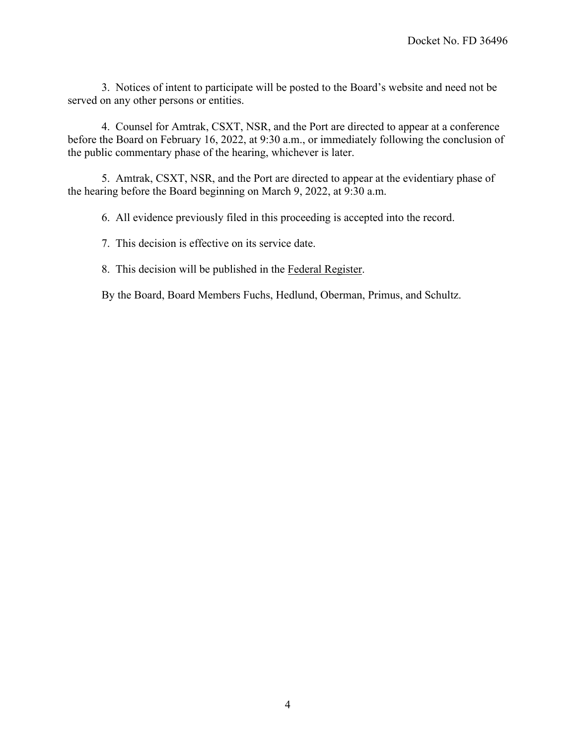3. Notices of intent to participate will be posted to the Board's website and need not be served on any other persons or entities.

4. Counsel for Amtrak, CSXT, NSR, and the Port are directed to appear at a conference before the Board on February 16, 2022, at 9:30 a.m., or immediately following the conclusion of the public commentary phase of the hearing, whichever is later.

5. Amtrak, CSXT, NSR, and the Port are directed to appear at the evidentiary phase of the hearing before the Board beginning on March 9, 2022, at 9:30 a.m.

6. All evidence previously filed in this proceeding is accepted into the record.

7. This decision is effective on its service date.

8. This decision will be published in the Federal Register.

By the Board, Board Members Fuchs, Hedlund, Oberman, Primus, and Schultz.